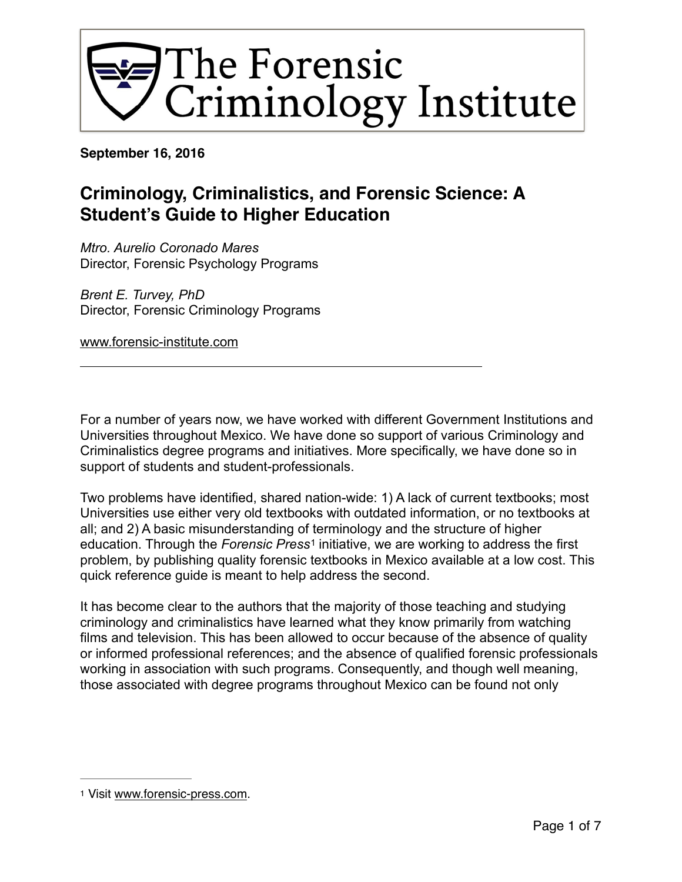# The Forensic Criminology Institute

**September 16, 2016**

## Criminology, Criminalistics, and Forensic Science: A Student's Guide to Higher Education

*Mtro. Aurelio Coronado Mares*
Director, Forensic Psychology Programs

*Brent E. Turvey, PhD*
Director, Forensic Criminology Programs

www.forensic-institute.com

---

For a number of years now, we have worked with different Government Institutions and Universities throughout Mexico. We have done so support of various Criminology and Criminalistics degree programs and initiatives. More specifically, we have done so in support of students and student-professionals.

Two problems have identified, shared nation-wide: 1) A lack of current textbooks; most Universities use either very old textbooks with outdated information, or no textbooks at all; and 2) A basic misunderstanding of terminology and the structure of higher education. Through the *Forensic Press*[1] initiative, we are working to address the first problem, by publishing quality forensic textbooks in Mexico available at a low cost. This quick reference guide is meant to help address the second.

It has become clear to the authors that the majority of those teaching and studying criminology and criminalistics have learned what they know primarily from watching films and television. This has been allowed to occur because of the absence of quality or informed professional references; and the absence of qualified forensic professionals working in association with such programs. Consequently, and though well meaning, those associated with degree programs throughout Mexico can be found not only

---

[1] Visit www.forensic-press.com.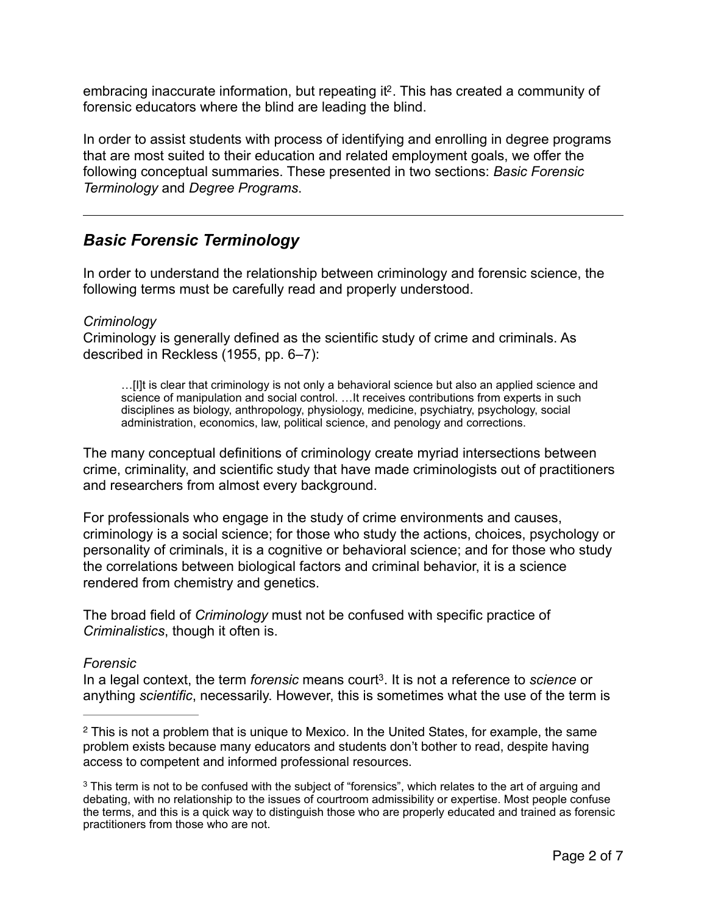embracing inaccurate information, but repeating it[2]. This has created a community of forensic educators where the blind are leading the blind.

In order to assist students with process of identifying and enrolling in degree programs that are most suited to their education and related employment goals, we offer the following conceptual summaries. These presented in two sections: *Basic Forensic Terminology* and *Degree Programs*.

---

## *Basic Forensic Terminology*

In order to understand the relationship between criminology and forensic science, the following terms must be carefully read and properly understood.

*Criminology*

Criminology is generally defined as the scientific study of crime and criminals. As described in Reckless (1955, pp. 6–7):

> …[I]t is clear that criminology is not only a behavioral science but also an applied science and science of manipulation and social control. …It receives contributions from experts in such disciplines as biology, anthropology, physiology, medicine, psychiatry, psychology, social administration, economics, law, political science, and penology and corrections.

The many conceptual definitions of criminology create myriad intersections between crime, criminality, and scientific study that have made criminologists out of practitioners and researchers from almost every background.

For professionals who engage in the study of crime environments and causes, criminology is a social science; for those who study the actions, choices, psychology or personality of criminals, it is a cognitive or behavioral science; and for those who study the correlations between biological factors and criminal behavior, it is a science rendered from chemistry and genetics.

The broad field of *Criminology* must not be confused with specific practice of *Criminalistics*, though it often is.

*Forensic*

In a legal context, the term *forensic* means court[3]. It is not a reference to *science* or anything *scientific*, necessarily. However, this is sometimes what the use of the term is

---

[2] This is not a problem that is unique to Mexico. In the United States, for example, the same problem exists because many educators and students don't bother to read, despite having access to competent and informed professional resources.

[3] This term is not to be confused with the subject of "forensics", which relates to the art of arguing and debating, with no relationship to the issues of courtroom admissibility or expertise. Most people confuse the terms, and this is a quick way to distinguish those who are properly educated and trained as forensic practitioners from those who are not.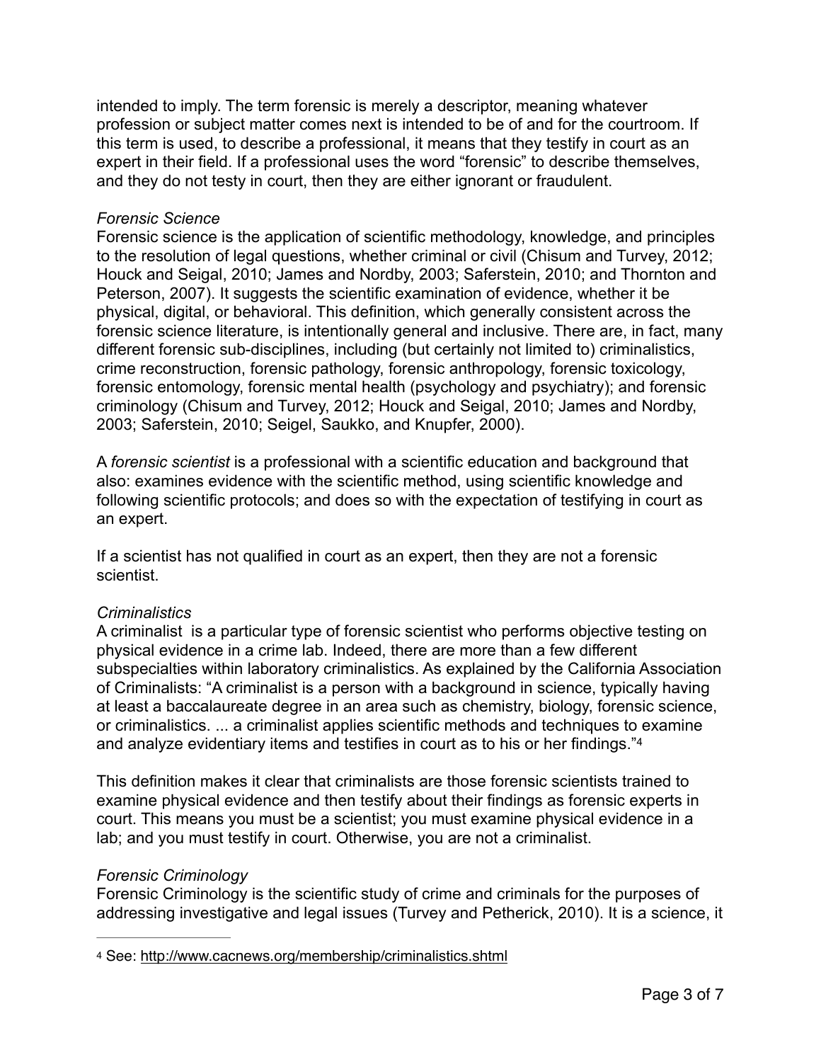intended to imply. The term forensic is merely a descriptor, meaning whatever profession or subject matter comes next is intended to be of and for the courtroom. If this term is used, to describe a professional, it means that they testify in court as an expert in their field. If a professional uses the word "forensic" to describe themselves, and they do not testy in court, then they are either ignorant or fraudulent.

*Forensic Science*

Forensic science is the application of scientific methodology, knowledge, and principles to the resolution of legal questions, whether criminal or civil (Chisum and Turvey, 2012; Houck and Seigal, 2010; James and Nordby, 2003; Saferstein, 2010; and Thornton and Peterson, 2007). It suggests the scientific examination of evidence, whether it be physical, digital, or behavioral. This definition, which generally consistent across the forensic science literature, is intentionally general and inclusive. There are, in fact, many different forensic sub-disciplines, including (but certainly not limited to) criminalistics, crime reconstruction, forensic pathology, forensic anthropology, forensic toxicology, forensic entomology, forensic mental health (psychology and psychiatry); and forensic criminology (Chisum and Turvey, 2012; Houck and Seigal, 2010; James and Nordby, 2003; Saferstein, 2010; Seigel, Saukko, and Knupfer, 2000).

A *forensic scientist* is a professional with a scientific education and background that also: examines evidence with the scientific method, using scientific knowledge and following scientific protocols; and does so with the expectation of testifying in court as an expert.

If a scientist has not qualified in court as an expert, then they are not a forensic scientist.

*Criminalistics*

A criminalist is a particular type of forensic scientist who performs objective testing on physical evidence in a crime lab. Indeed, there are more than a few different subspecialties within laboratory criminalistics. As explained by the California Association of Criminalists: "A criminalist is a person with a background in science, typically having at least a baccalaureate degree in an area such as chemistry, biology, forensic science, or criminalistics. ... a criminalist applies scientific methods and techniques to examine and analyze evidentiary items and testifies in court as to his or her findings."[4]

This definition makes it clear that criminalists are those forensic scientists trained to examine physical evidence and then testify about their findings as forensic experts in court. This means you must be a scientist; you must examine physical evidence in a lab; and you must testify in court. Otherwise, you are not a criminalist.

*Forensic Criminology*

Forensic Criminology is the scientific study of crime and criminals for the purposes of addressing investigative and legal issues (Turvey and Petherick, 2010). It is a science, it

---

[4] See: http://www.cacnews.org/membership/criminalistics.shtml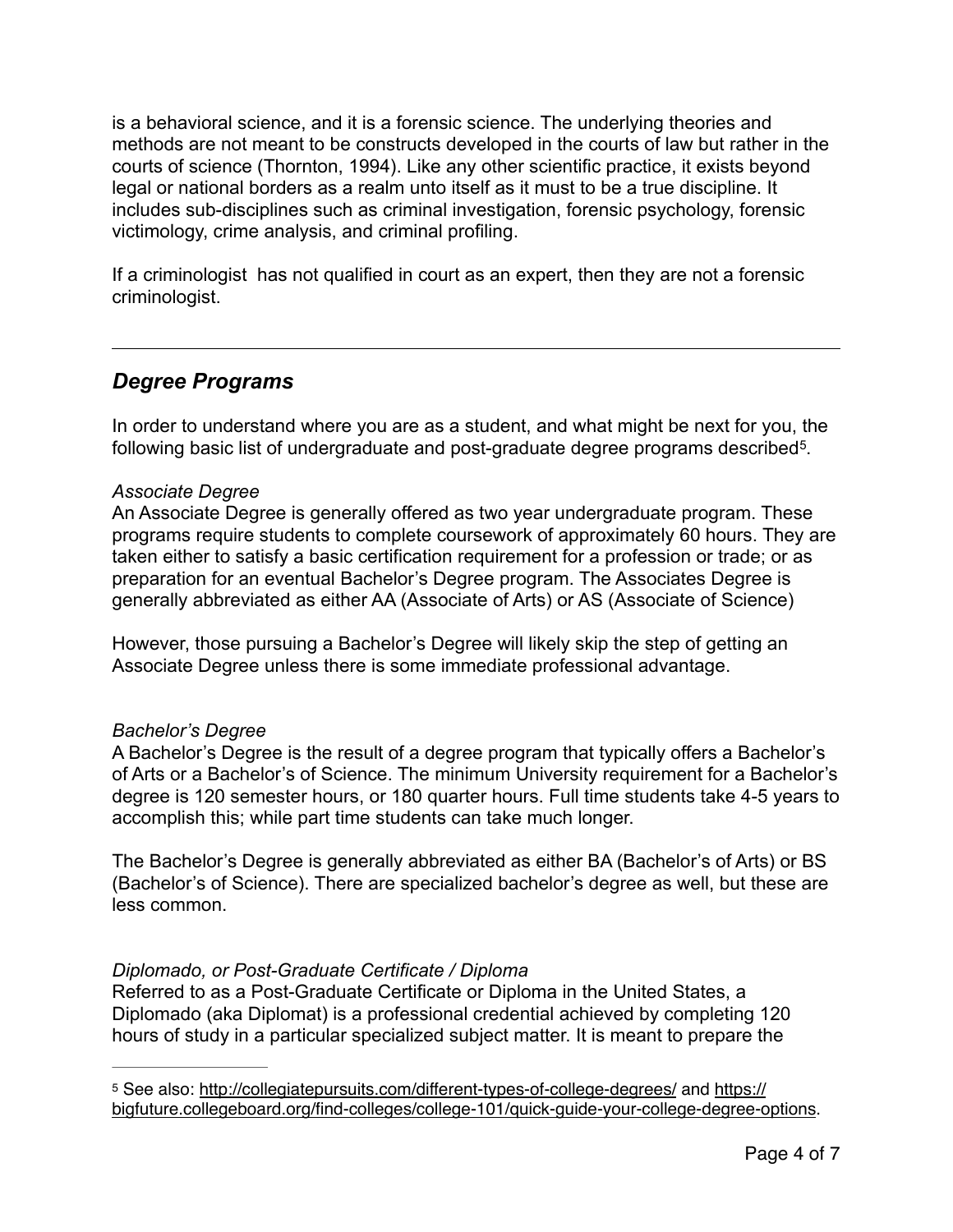is a behavioral science, and it is a forensic science. The underlying theories and methods are not meant to be constructs developed in the courts of law but rather in the courts of science (Thornton, 1994). Like any other scientific practice, it exists beyond legal or national borders as a realm unto itself as it must to be a true discipline. It includes sub-disciplines such as criminal investigation, forensic psychology, forensic victimology, crime analysis, and criminal profiling.

If a criminologist  has not qualified in court as an expert, then they are not a forensic criminologist.

---

## *Degree Programs*

In order to understand where you are as a student, and what might be next for you, the following basic list of undergraduate and post-graduate degree programs described[5].

*Associate Degree*
An Associate Degree is generally offered as two year undergraduate program. These programs require students to complete coursework of approximately 60 hours. They are taken either to satisfy a basic certification requirement for a profession or trade; or as preparation for an eventual Bachelor's Degree program. The Associates Degree is generally abbreviated as either AA (Associate of Arts) or AS (Associate of Science)

However, those pursuing a Bachelor's Degree will likely skip the step of getting an Associate Degree unless there is some immediate professional advantage.

*Bachelor's Degree*
A Bachelor's Degree is the result of a degree program that typically offers a Bachelor's of Arts or a Bachelor's of Science. The minimum University requirement for a Bachelor's degree is 120 semester hours, or 180 quarter hours. Full time students take 4-5 years to accomplish this; while part time students can take much longer.

The Bachelor's Degree is generally abbreviated as either BA (Bachelor's of Arts) or BS (Bachelor's of Science). There are specialized bachelor's degree as well, but these are less common.

*Diplomado, or Post-Graduate Certificate / Diploma*
Referred to as a Post-Graduate Certificate or Diploma in the United States, a Diplomado (aka Diplomat) is a professional credential achieved by completing 120 hours of study in a particular specialized subject matter. It is meant to prepare the

---

[5] See also: http://collegiatepursuits.com/different-types-of-college-degrees/ and https://bigfuture.collegeboard.org/find-colleges/college-101/quick-guide-your-college-degree-options.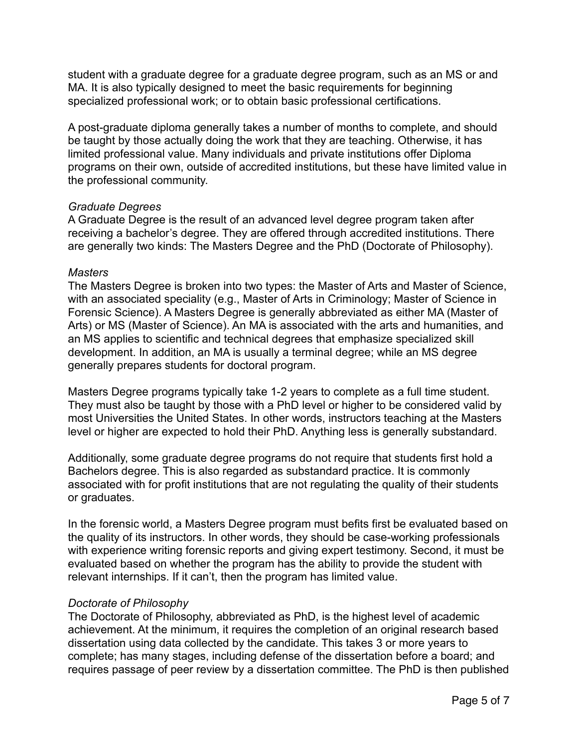student with a graduate degree for a graduate degree program, such as an MS or and MA. It is also typically designed to meet the basic requirements for beginning specialized professional work; or to obtain basic professional certifications.

A post-graduate diploma generally takes a number of months to complete, and should be taught by those actually doing the work that they are teaching. Otherwise, it has limited professional value. Many individuals and private institutions offer Diploma programs on their own, outside of accredited institutions, but these have limited value in the professional community.

*Graduate Degrees*

A Graduate Degree is the result of an advanced level degree program taken after receiving a bachelor's degree. They are offered through accredited institutions. There are generally two kinds: The Masters Degree and the PhD (Doctorate of Philosophy).

*Masters*

The Masters Degree is broken into two types: the Master of Arts and Master of Science, with an associated speciality (e.g., Master of Arts in Criminology; Master of Science in Forensic Science). A Masters Degree is generally abbreviated as either MA (Master of Arts) or MS (Master of Science). An MA is associated with the arts and humanities, and an MS applies to scientific and technical degrees that emphasize specialized skill development. In addition, an MA is usually a terminal degree; while an MS degree generally prepares students for doctoral program.

Masters Degree programs typically take 1-2 years to complete as a full time student. They must also be taught by those with a PhD level or higher to be considered valid by most Universities the United States. In other words, instructors teaching at the Masters level or higher are expected to hold their PhD. Anything less is generally substandard.

Additionally, some graduate degree programs do not require that students first hold a Bachelors degree. This is also regarded as substandard practice. It is commonly associated with for profit institutions that are not regulating the quality of their students or graduates.

In the forensic world, a Masters Degree program must befits first be evaluated based on the quality of its instructors. In other words, they should be case-working professionals with experience writing forensic reports and giving expert testimony. Second, it must be evaluated based on whether the program has the ability to provide the student with relevant internships. If it can't, then the program has limited value.

*Doctorate of Philosophy*

The Doctorate of Philosophy, abbreviated as PhD, is the highest level of academic achievement. At the minimum, it requires the completion of an original research based dissertation using data collected by the candidate. This takes 3 or more years to complete; has many stages, including defense of the dissertation before a board; and requires passage of peer review by a dissertation committee. The PhD is then published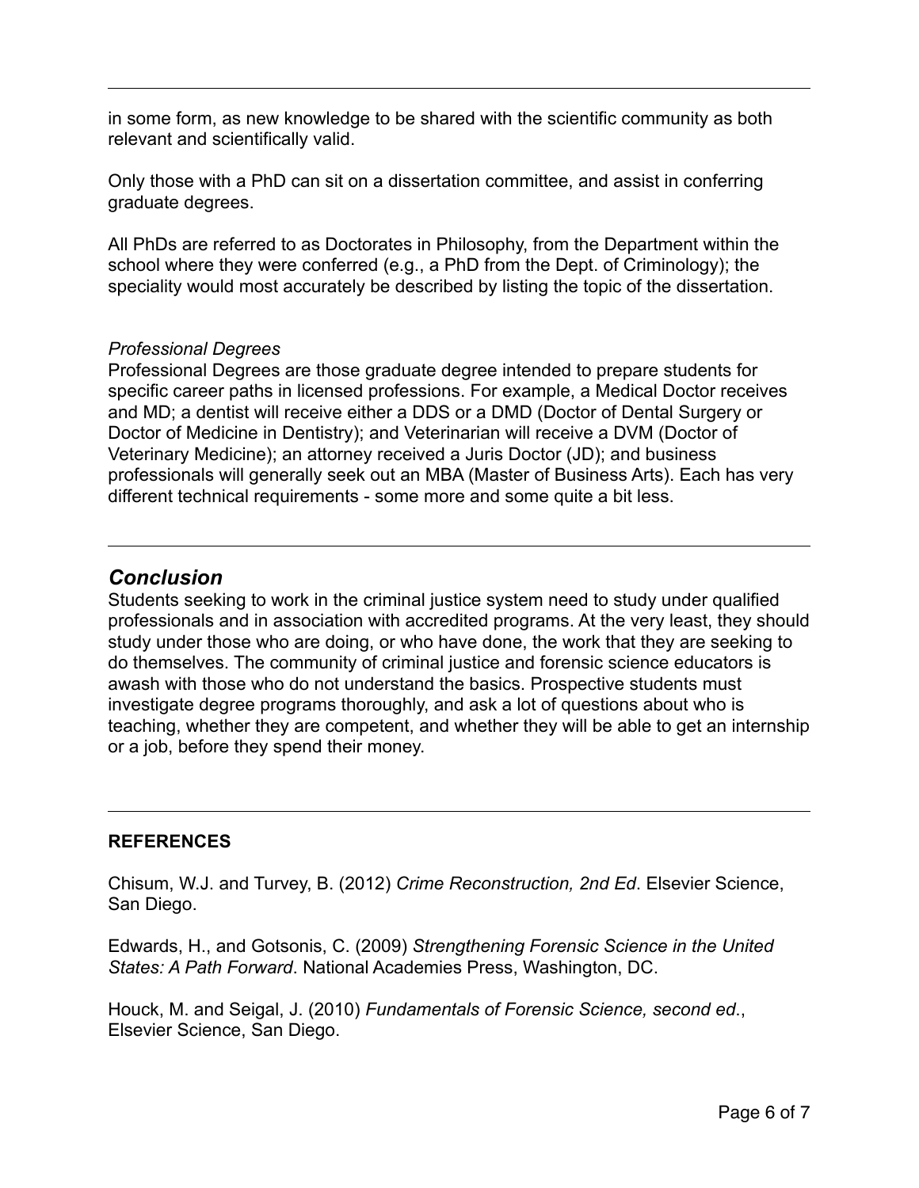in some form, as new knowledge to be shared with the scientific community as both relevant and scientifically valid.

Only those with a PhD can sit on a dissertation committee, and assist in conferring graduate degrees.

All PhDs are referred to as Doctorates in Philosophy, from the Department within the school where they were conferred (e.g., a PhD from the Dept. of Criminology); the speciality would most accurately be described by listing the topic of the dissertation.

*Professional Degrees*

Professional Degrees are those graduate degree intended to prepare students for specific career paths in licensed professions. For example, a Medical Doctor receives and MD; a dentist will receive either a DDS or a DMD (Doctor of Dental Surgery or Doctor of Medicine in Dentistry); and Veterinarian will receive a DVM (Doctor of Veterinary Medicine); an attorney received a Juris Doctor (JD); and business professionals will generally seek out an MBA (Master of Business Arts). Each has very different technical requirements - some more and some quite a bit less.

---

## *Conclusion*

Students seeking to work in the criminal justice system need to study under qualified professionals and in association with accredited programs. At the very least, they should study under those who are doing, or who have done, the work that they are seeking to do themselves. The community of criminal justice and forensic science educators is awash with those who do not understand the basics. Prospective students must investigate degree programs thoroughly, and ask a lot of questions about who is teaching, whether they are competent, and whether they will be able to get an internship or a job, before they spend their money.

---

**REFERENCES**

Chisum, W.J. and Turvey, B. (2012) *Crime Reconstruction, 2nd Ed*. Elsevier Science, San Diego.

Edwards, H., and Gotsonis, C. (2009) *Strengthening Forensic Science in the United States: A Path Forward*. National Academies Press, Washington, DC.

Houck, M. and Seigal, J. (2010) *Fundamentals of Forensic Science, second ed*., Elsevier Science, San Diego.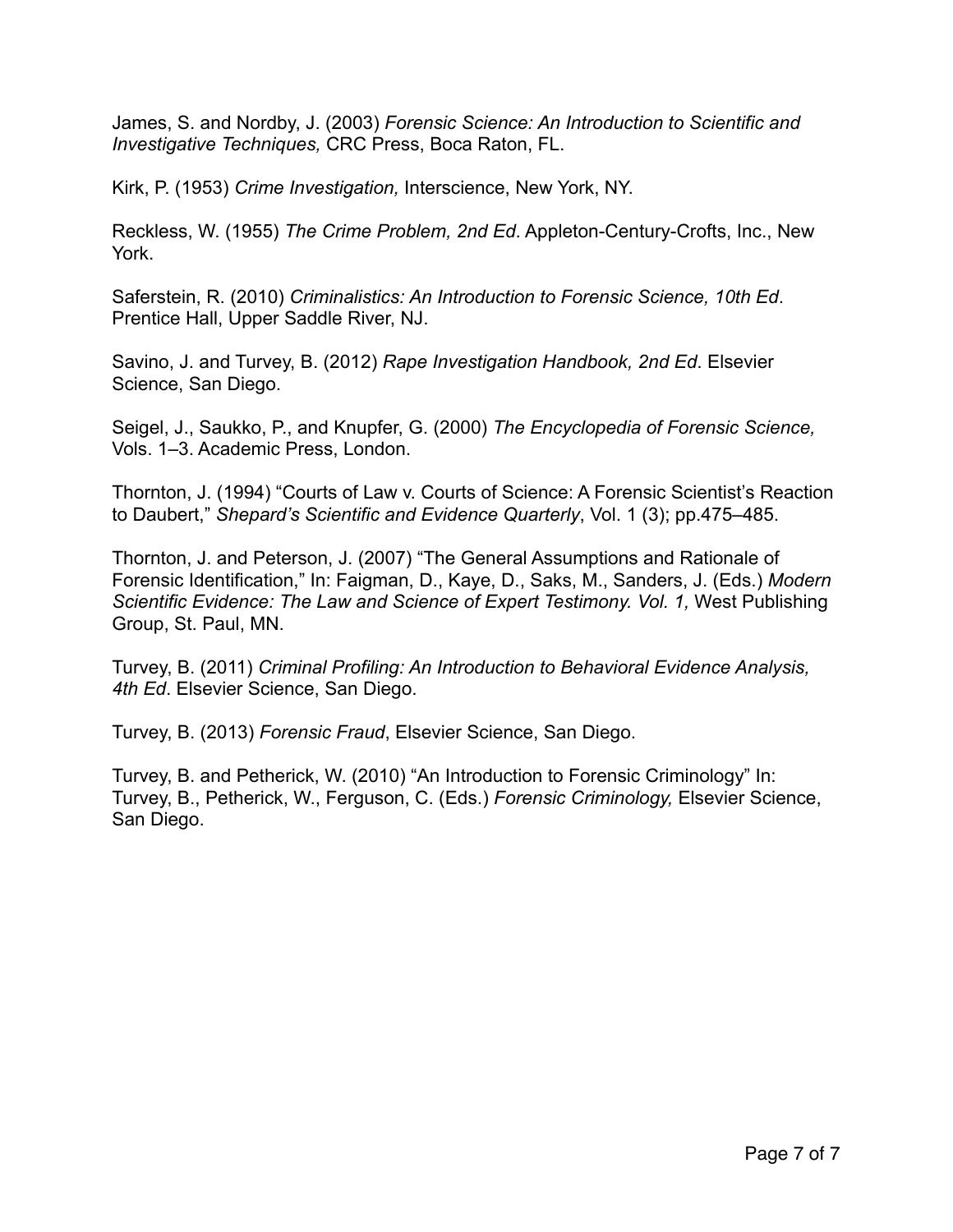James, S. and Nordby, J. (2003) *Forensic Science: An Introduction to Scientific and Investigative Techniques,* CRC Press, Boca Raton, FL.

Kirk, P. (1953) *Crime Investigation,* Interscience, New York, NY.

Reckless, W. (1955) *The Crime Problem, 2nd Ed*. Appleton-Century-Crofts, Inc., New York.

Saferstein, R. (2010) *Criminalistics: An Introduction to Forensic Science, 10th Ed*. Prentice Hall, Upper Saddle River, NJ.

Savino, J. and Turvey, B. (2012) *Rape Investigation Handbook, 2nd Ed*. Elsevier Science, San Diego.

Seigel, J., Saukko, P., and Knupfer, G. (2000) *The Encyclopedia of Forensic Science,* Vols. 1–3. Academic Press, London.

Thornton, J. (1994) "Courts of Law v. Courts of Science: A Forensic Scientist's Reaction to Daubert," *Shepard's Scientific and Evidence Quarterly*, Vol. 1 (3); pp.475–485.

Thornton, J. and Peterson, J. (2007) "The General Assumptions and Rationale of Forensic Identification," In: Faigman, D., Kaye, D., Saks, M., Sanders, J. (Eds.) *Modern Scientific Evidence: The Law and Science of Expert Testimony. Vol. 1,* West Publishing Group, St. Paul, MN.

Turvey, B. (2011) *Criminal Profiling: An Introduction to Behavioral Evidence Analysis, 4th Ed*. Elsevier Science, San Diego.

Turvey, B. (2013) *Forensic Fraud*, Elsevier Science, San Diego.

Turvey, B. and Petherick, W. (2010) "An Introduction to Forensic Criminology" In: Turvey, B., Petherick, W., Ferguson, C. (Eds.) *Forensic Criminology,* Elsevier Science, San Diego.